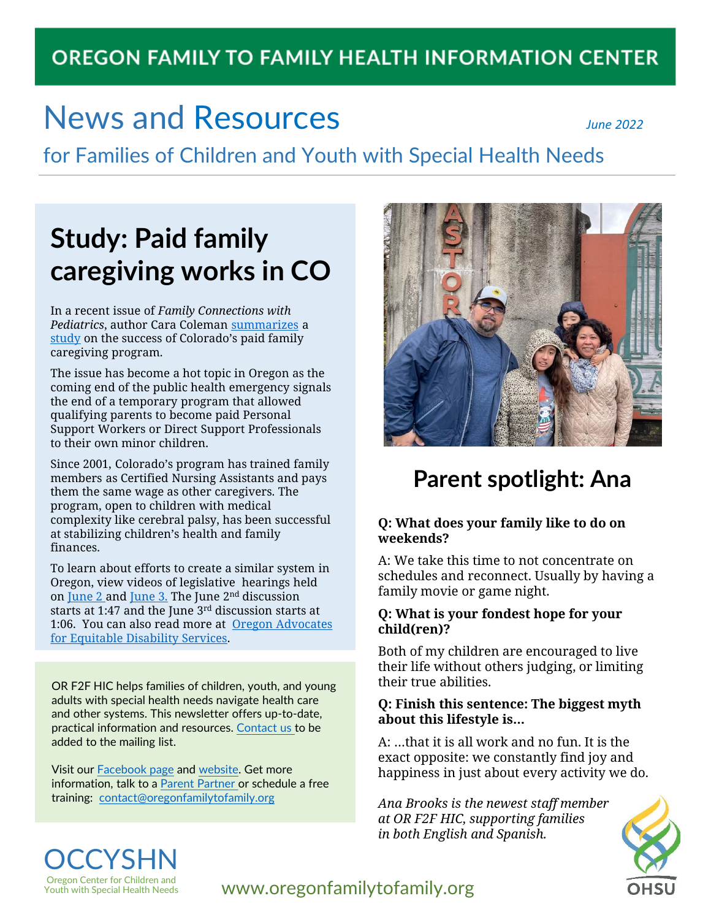# OREGON FAMILY TO FAMILY HEALTH INFORMATION CENTER

# News and Resources

*June 2022*

## for Families of Children and Youth with Special Health Needs

## Study: Paid family caregiving works in CO

In a recent issue of *Family Connections with Pediatrics*, author Cara Coleman summarizes a study on the success of Colorado's paid family caregiving program.

The issue has become a hot topic in Oregon as the coming end of the public health emergency signals the end of a temporary program that allowed qualifying parents to become paid Personal Support Workers or Direct Support Professionals to their own minor children.

Since 2001, Colorado's program has trained family members as Certified Nursing Assistants and pays them the same wage as other caregivers. The program, open to children with medical complexity like cerebral palsy, has been successful at stabilizing children's health and family finances.

To learn about efforts to create a similar system in Oregon, view videos of legislative hearings held on June 2 and June 3. The June 2nd discussion starts at 1:47 and the June 3rd discussion starts at 1:06. You can also read more at Oregon Advocates for Equitable Disability Services.

OR F2F HIC helps families of children, youth, and young adults with special health needs navigate health care and other systems. This newsletter offers up-to-date, practical information and resources. Contact us to be added to the mailing list.

Visit our Facebook page and website. Get more information, talk to a Parent Partner or schedule a free training: contact@oregonfamilytofamily.org

## Parent spotlight: Ana

**Q: What does your family like to do on weekends?**

A: We take this time to not concentrate on schedules and reconnect. Usually by having a family movie or game night.

**Q: What is your fondest hope for your child(ren)?**

Both of my children are encouraged to live their life without others judging, or limiting their true abilities.

**Q: Finish this sentence: The biggest myth about this lifestyle is…**

A: …that it is all work and no fun. It is the exact opposite: we constantly find joy and happiness in just about every activity we do.

*Ana Brooks is the newest staff member at OR F2F HIC, supporting families in both English and Spanish.*

OCCYSHN
Oregon Center for Children and Youth with Special Health Needs

www.oregonfamilytofamily.org

OHSU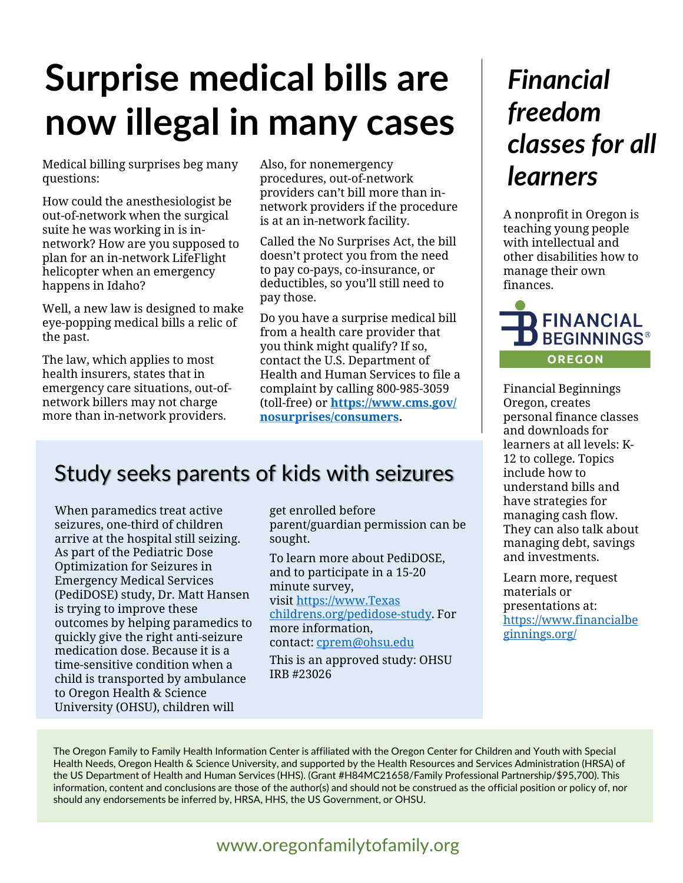# Surprise medical bills are now illegal in many cases

Medical billing surprises beg many questions:

How could the anesthesiologist be out-of-network when the surgical suite he was working in is in-network? How are you supposed to plan for an in-network LifeFlight helicopter when an emergency happens in Idaho?

Well, a new law is designed to make eye-popping medical bills a relic of the past.

The law, which applies to most health insurers, states that in emergency care situations, out-of-network billers may not charge more than in-network providers.

Also, for nonemergency procedures, out-of-network providers can't bill more than in-network providers if the procedure is at an in-network facility.

Called the No Surprises Act, the bill doesn't protect you from the need to pay co-pays, co-insurance, or deductibles, so you'll still need to pay those.

Do you have a surprise medical bill from a health care provider that you think might qualify? If so, contact the U.S. Department of Health and Human Services to file a complaint by calling 800-985-3059 (toll-free) or **https://www.cms.gov/nosurprises/consumers**.

## Study seeks parents of kids with seizures

When paramedics treat active seizures, one-third of children arrive at the hospital still seizing. As part of the Pediatric Dose Optimization for Seizures in Emergency Medical Services (PediDOSE) study, Dr. Matt Hansen is trying to improve these outcomes by helping paramedics to quickly give the right anti-seizure medication dose. Because it is a time-sensitive condition when a child is transported by ambulance to Oregon Health & Science University (OHSU), children will get enrolled before parent/guardian permission can be sought.

To learn more about PediDOSE, and to participate in a 15-20 minute survey, visit https://www.Texaschildrens.org/pedidose-study. For more information, contact: cprem@ohsu.edu

This is an approved study: OHSU IRB #23026

# *Financial freedom classes for all learners*

A nonprofit in Oregon is teaching young people with intellectual and other disabilities how to manage their own finances.

FINANCIAL BEGINNINGS® OREGON

Financial Beginnings Oregon, creates personal finance classes and downloads for learners at all levels: K-12 to college. Topics include how to understand bills and have strategies for managing cash flow. They can also talk about managing debt, savings and investments.

Learn more, request materials or presentations at: https://www.financialbeginnings.org/

The Oregon Family to Family Health Information Center is affiliated with the Oregon Center for Children and Youth with Special Health Needs, Oregon Health & Science University, and supported by the Health Resources and Services Administration (HRSA) of the US Department of Health and Human Services (HHS). (Grant #H84MC21658/Family Professional Partnership/$95,700). This information, content and conclusions are those of the author(s) and should not be construed as the official position or policy of, nor should any endorsements be inferred by, HRSA, HHS, the US Government, or OHSU.

www.oregonfamilytofamily.org